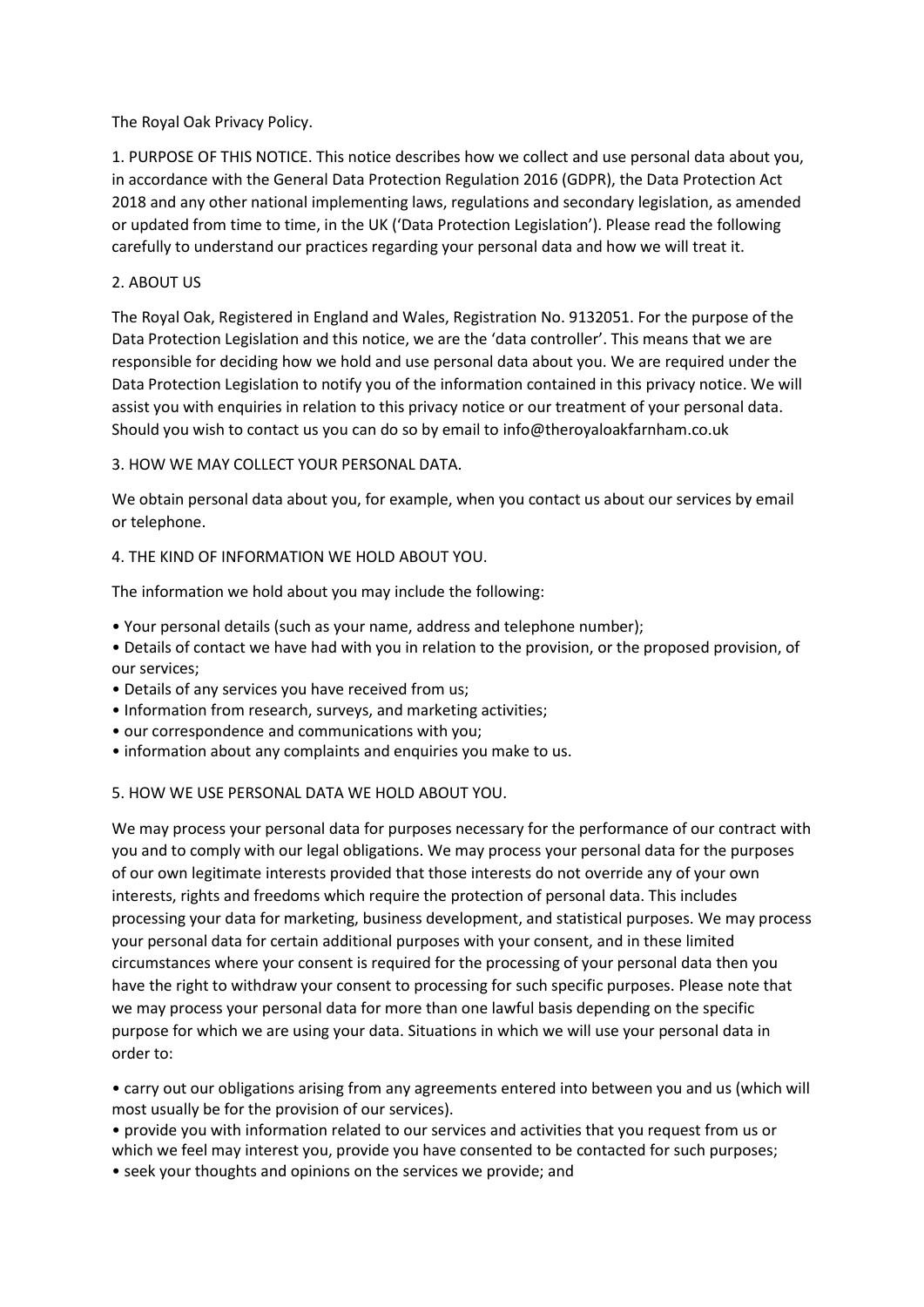The Royal Oak Privacy Policy.

1. PURPOSE OF THIS NOTICE. This notice describes how we collect and use personal data about you, in accordance with the General Data Protection Regulation 2016 (GDPR), the Data Protection Act 2018 and any other national implementing laws, regulations and secondary legislation, as amended or updated from time to time, in the UK ('Data Protection Legislation'). Please read the following carefully to understand our practices regarding your personal data and how we will treat it.

2. ABOUT US

The Royal Oak, Registered in England and Wales, Registration No. 9132051. For the purpose of the Data Protection Legislation and this notice, we are the 'data controller'. This means that we are responsible for deciding how we hold and use personal data about you. We are required under the Data Protection Legislation to notify you of the information contained in this privacy notice. We will assist you with enquiries in relation to this privacy notice or our treatment of your personal data. Should you wish to contact us you can do so by email to info@theroyaloakfarnham.co.uk

3. HOW WE MAY COLLECT YOUR PERSONAL DATA.

We obtain personal data about you, for example, when you contact us about our services by email or telephone.

4. THE KIND OF INFORMATION WE HOLD ABOUT YOU.

The information we hold about you may include the following:

- Your personal details (such as your name, address and telephone number);
- Details of contact we have had with you in relation to the provision, or the proposed provision, of our services;
- Details of any services you have received from us;
- Information from research, surveys, and marketing activities;
- our correspondence and communications with you;
- information about any complaints and enquiries you make to us.

5. HOW WE USE PERSONAL DATA WE HOLD ABOUT YOU.

We may process your personal data for purposes necessary for the performance of our contract with you and to comply with our legal obligations. We may process your personal data for the purposes of our own legitimate interests provided that those interests do not override any of your own interests, rights and freedoms which require the protection of personal data. This includes processing your data for marketing, business development, and statistical purposes. We may process your personal data for certain additional purposes with your consent, and in these limited circumstances where your consent is required for the processing of your personal data then you have the right to withdraw your consent to processing for such specific purposes. Please note that we may process your personal data for more than one lawful basis depending on the specific purpose for which we are using your data. Situations in which we will use your personal data in order to:

- carry out our obligations arising from any agreements entered into between you and us (which will most usually be for the provision of our services).
- provide you with information related to our services and activities that you request from us or which we feel may interest you, provide you have consented to be contacted for such purposes;
- seek your thoughts and opinions on the services we provide; and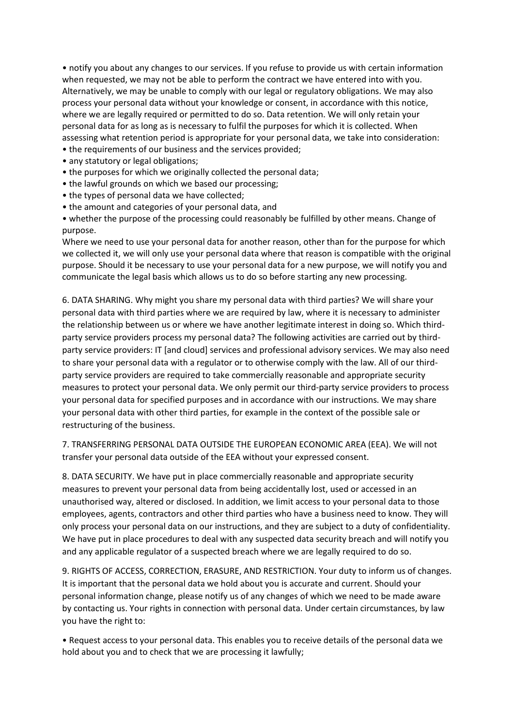• notify you about any changes to our services. If you refuse to provide us with certain information when requested, we may not be able to perform the contract we have entered into with you. Alternatively, we may be unable to comply with our legal or regulatory obligations. We may also process your personal data without your knowledge or consent, in accordance with this notice, where we are legally required or permitted to do so. Data retention. We will only retain your personal data for as long as is necessary to fulfil the purposes for which it is collected. When assessing what retention period is appropriate for your personal data, we take into consideration:

• the requirements of our business and the services provided;
• any statutory or legal obligations;
• the purposes for which we originally collected the personal data;
• the lawful grounds on which we based our processing;
• the types of personal data we have collected;
• the amount and categories of your personal data, and
• whether the purpose of the processing could reasonably be fulfilled by other means. Change of purpose.

Where we need to use your personal data for another reason, other than for the purpose for which we collected it, we will only use your personal data where that reason is compatible with the original purpose. Should it be necessary to use your personal data for a new purpose, we will notify you and communicate the legal basis which allows us to do so before starting any new processing.

6. DATA SHARING. Why might you share my personal data with third parties? We will share your personal data with third parties where we are required by law, where it is necessary to administer the relationship between us or where we have another legitimate interest in doing so. Which third-party service providers process my personal data? The following activities are carried out by third-party service providers: IT [and cloud] services and professional advisory services. We may also need to share your personal data with a regulator or to otherwise comply with the law. All of our third-party service providers are required to take commercially reasonable and appropriate security measures to protect your personal data. We only permit our third-party service providers to process your personal data for specified purposes and in accordance with our instructions. We may share your personal data with other third parties, for example in the context of the possible sale or restructuring of the business.

7. TRANSFERRING PERSONAL DATA OUTSIDE THE EUROPEAN ECONOMIC AREA (EEA). We will not transfer your personal data outside of the EEA without your expressed consent.

8. DATA SECURITY. We have put in place commercially reasonable and appropriate security measures to prevent your personal data from being accidentally lost, used or accessed in an unauthorised way, altered or disclosed. In addition, we limit access to your personal data to those employees, agents, contractors and other third parties who have a business need to know. They will only process your personal data on our instructions, and they are subject to a duty of confidentiality. We have put in place procedures to deal with any suspected data security breach and will notify you and any applicable regulator of a suspected breach where we are legally required to do so.

9. RIGHTS OF ACCESS, CORRECTION, ERASURE, AND RESTRICTION. Your duty to inform us of changes. It is important that the personal data we hold about you is accurate and current. Should your personal information change, please notify us of any changes of which we need to be made aware by contacting us. Your rights in connection with personal data. Under certain circumstances, by law you have the right to:

• Request access to your personal data. This enables you to receive details of the personal data we hold about you and to check that we are processing it lawfully;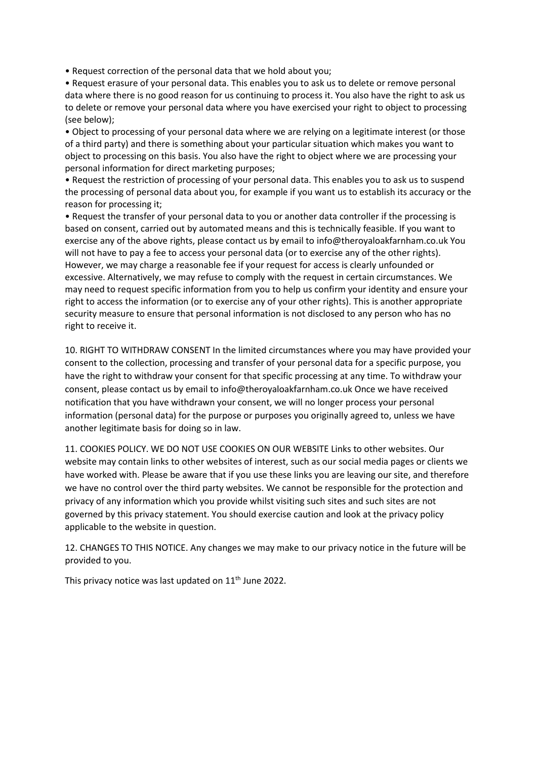- Request correction of the personal data that we hold about you;
- Request erasure of your personal data. This enables you to ask us to delete or remove personal data where there is no good reason for us continuing to process it. You also have the right to ask us to delete or remove your personal data where you have exercised your right to object to processing (see below);
- Object to processing of your personal data where we are relying on a legitimate interest (or those of a third party) and there is something about your particular situation which makes you want to object to processing on this basis. You also have the right to object where we are processing your personal information for direct marketing purposes;
- Request the restriction of processing of your personal data. This enables you to ask us to suspend the processing of personal data about you, for example if you want us to establish its accuracy or the reason for processing it;
- Request the transfer of your personal data to you or another data controller if the processing is based on consent, carried out by automated means and this is technically feasible. If you want to exercise any of the above rights, please contact us by email to info@theroyaloakfarnham.co.uk You will not have to pay a fee to access your personal data (or to exercise any of the other rights). However, we may charge a reasonable fee if your request for access is clearly unfounded or excessive. Alternatively, we may refuse to comply with the request in certain circumstances. We may need to request specific information from you to help us confirm your identity and ensure your right to access the information (or to exercise any of your other rights). This is another appropriate security measure to ensure that personal information is not disclosed to any person who has no right to receive it.

10. RIGHT TO WITHDRAW CONSENT In the limited circumstances where you may have provided your consent to the collection, processing and transfer of your personal data for a specific purpose, you have the right to withdraw your consent for that specific processing at any time. To withdraw your consent, please contact us by email to info@theroyaloakfarnham.co.uk Once we have received notification that you have withdrawn your consent, we will no longer process your personal information (personal data) for the purpose or purposes you originally agreed to, unless we have another legitimate basis for doing so in law.

11. COOKIES POLICY. WE DO NOT USE COOKIES ON OUR WEBSITE Links to other websites. Our website may contain links to other websites of interest, such as our social media pages or clients we have worked with. Please be aware that if you use these links you are leaving our site, and therefore we have no control over the third party websites. We cannot be responsible for the protection and privacy of any information which you provide whilst visiting such sites and such sites are not governed by this privacy statement. You should exercise caution and look at the privacy policy applicable to the website in question.

12. CHANGES TO THIS NOTICE. Any changes we may make to our privacy notice in the future will be provided to you.

This privacy notice was last updated on 11th June 2022.